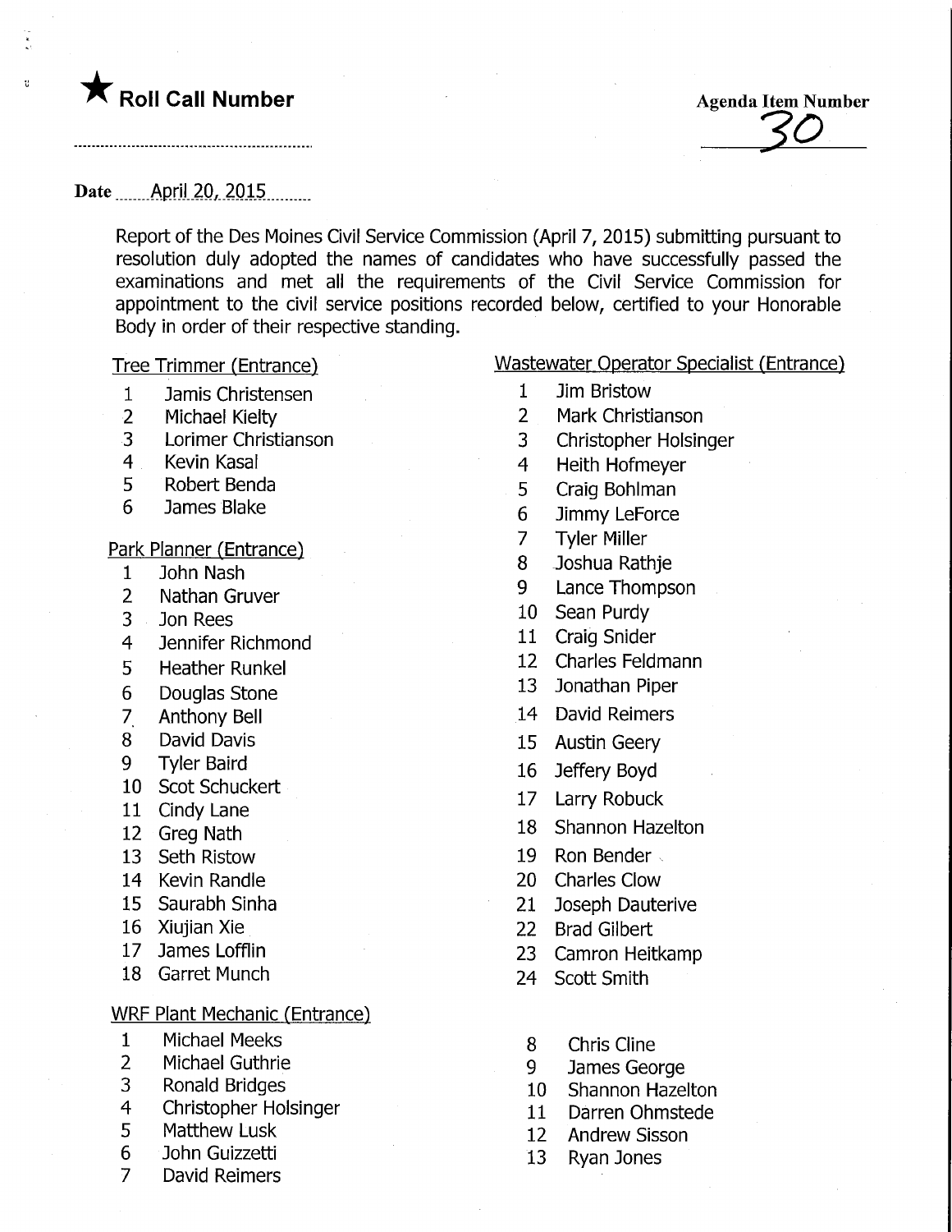★ **Roll Call Number**

Agenda Item Number

30

Date April 20, 2015

Report of the Des Moines Civil Service Commission (April 7, 2015) submitting pursuant to resolution duly adopted the names of candidates who have successfully passed the examinations and met all the requirements of the Civil Service Commission for appointment to the civil service positions recorded below, certified to your Honorable Body in order of their respective standing.

Tree Trimmer (Entrance)

1 Jamis Christensen
2 Michael Kielty
3 Lorimer Christianson
4 Kevin Kasal
5 Robert Benda
6 James Blake

Park Planner (Entrance)

1 John Nash
2 Nathan Gruver
3 Jon Rees
4 Jennifer Richmond
5 Heather Runkel
6 Douglas Stone
7 Anthony Bell
8 David Davis
9 Tyler Baird
10 Scot Schuckert
11 Cindy Lane
12 Greg Nath
13 Seth Ristow
14 Kevin Randle
15 Saurabh Sinha
16 Xiujian Xie
17 James Lofflin
18 Garret Munch

WRF Plant Mechanic (Entrance)

1 Michael Meeks
2 Michael Guthrie
3 Ronald Bridges
4 Christopher Holsinger
5 Matthew Lusk
6 John Guizzetti
7 David Reimers
8 Chris Cline
9 James George
10 Shannon Hazelton
11 Darren Ohmstede
12 Andrew Sisson
13 Ryan Jones

Wastewater Operator Specialist (Entrance)

1 Jim Bristow
2 Mark Christianson
3 Christopher Holsinger
4 Heith Hofmeyer
5 Craig Bohlman
6 Jimmy LeForce
7 Tyler Miller
8 Joshua Rathje
9 Lance Thompson
10 Sean Purdy
11 Craig Snider
12 Charles Feldmann
13 Jonathan Piper
14 David Reimers
15 Austin Geery
16 Jeffery Boyd
17 Larry Robuck
18 Shannon Hazelton
19 Ron Bender
20 Charles Clow
21 Joseph Dauterive
22 Brad Gilbert
23 Camron Heitkamp
24 Scott Smith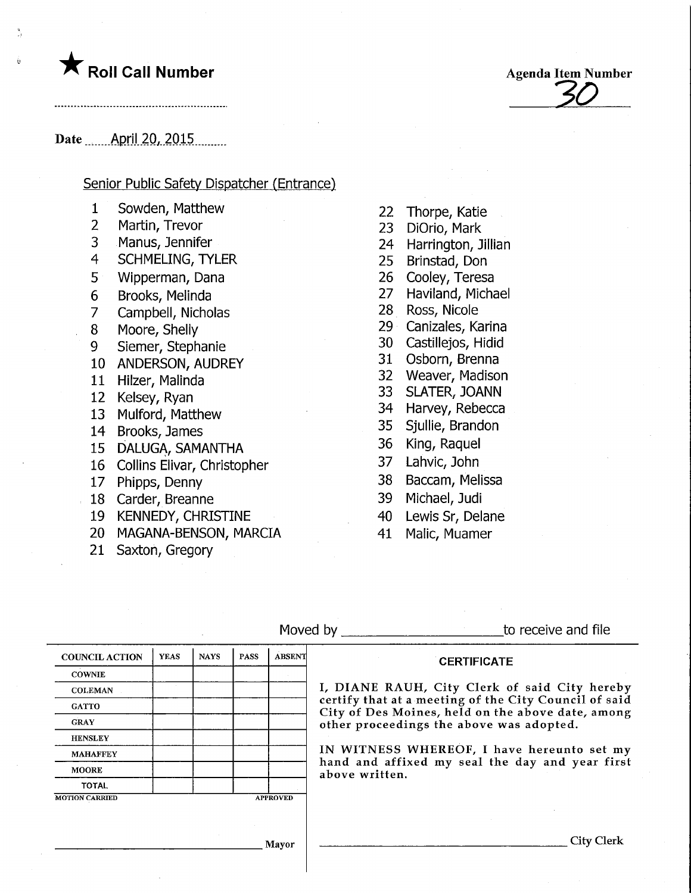★ **Roll Call Number**

..................................................

Agenda Item Number

30

Date April 20, 2015

Senior Public Safety Dispatcher (Entrance)

1. Sowden, Matthew
2. Martin, Trevor
3. Manus, Jennifer
4. SCHMELING, TYLER
5. Wipperman, Dana
6. Brooks, Melinda
7. Campbell, Nicholas
8. Moore, Shelly
9. Siemer, Stephanie
10. ANDERSON, AUDREY
11. Hilzer, Malinda
12. Kelsey, Ryan
13. Mulford, Matthew
14. Brooks, James
15. DALUGA, SAMANTHA
16. Collins Elivar, Christopher
17. Phipps, Denny
18. Carder, Breanne
19. KENNEDY, CHRISTINE
20. MAGANA-BENSON, MARCIA
21. Saxton, Gregory
22. Thorpe, Katie
23. DiOrio, Mark
24. Harrington, Jillian
25. Brinstad, Don
26. Cooley, Teresa
27. Haviland, Michael
28. Ross, Nicole
29. Canizales, Karina
30. Castillejos, Hidid
31. Osborn, Brenna
32. Weaver, Madison
33. SLATER, JOANN
34. Harvey, Rebecca
35. Sjullie, Brandon
36. King, Raquel
37. Lahvic, John
38. Baccam, Melissa
39. Michael, Judi
40. Lewis Sr, Delane
41. Malic, Muamer

Moved by ______________________ to receive and file

| COUNCIL ACTION | YEAS | NAYS | PASS | ABSENT |
|---|---|---|---|---|
| COWNIE | | | | |
| COLEMAN | | | | |
| GATTO | | | | |
| GRAY | | | | |
| HENSLEY | | | | |
| MAHAFFEY | | | | |
| MOORE | | | | |
| TOTAL | | | | |

MOTION CARRIED APPROVED

______________________________ Mayor

**CERTIFICATE**

I, DIANE RAUH, City Clerk of said City hereby certify that at a meeting of the City Council of said City of Des Moines, held on the above date, among other proceedings the above was adopted.

IN WITNESS WHEREOF, I have hereunto set my hand and affixed my seal the day and year first above written.

______________________________ City Clerk